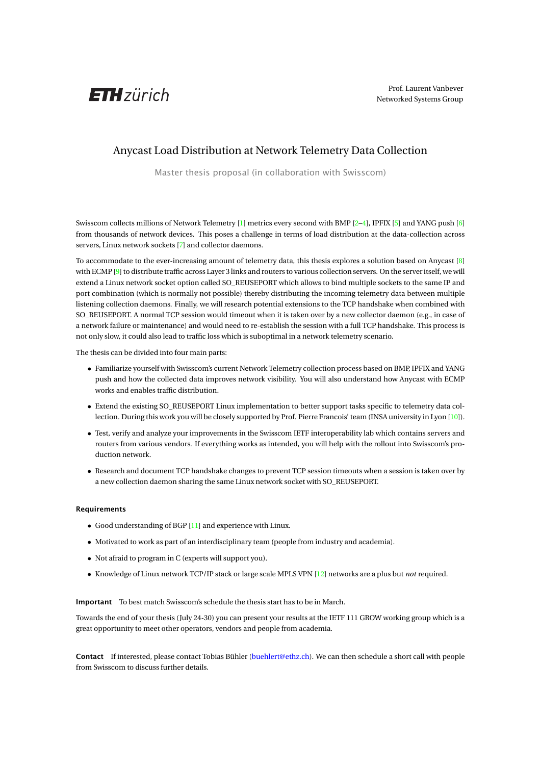ETH zürich

Prof. Laurent Vanbever
Networked Systems Group

# Anycast Load Distribution at Network Telemetry Data Collection

Master thesis proposal (in collaboration with Swisscom)

Swisscom collects millions of Network Telemetry [1] metrics every second with BMP [2–4], IPFIX [5] and YANG push [6] from thousands of network devices. This poses a challenge in terms of load distribution at the data-collection across servers, Linux network sockets [7] and collector daemons.

To accommodate to the ever-increasing amount of telemetry data, this thesis explores a solution based on Anycast [8] with ECMP [9] to distribute traffic across Layer 3 links and routers to various collection servers. On the server itself, we will extend a Linux network socket option called SO_REUSEPORT which allows to bind multiple sockets to the same IP and port combination (which is normally not possible) thereby distributing the incoming telemetry data between multiple listening collection daemons. Finally, we will research potential extensions to the TCP handshake when combined with SO_REUSEPORT. A normal TCP session would timeout when it is taken over by a new collector daemon (e.g., in case of a network failure or maintenance) and would need to re-establish the session with a full TCP handshake. This process is not only slow, it could also lead to traffic loss which is suboptimal in a network telemetry scenario.

The thesis can be divided into four main parts:

- Familiarize yourself with Swisscom's current Network Telemetry collection process based on BMP, IPFIX and YANG push and how the collected data improves network visibility. You will also understand how Anycast with ECMP works and enables traffic distribution.
- Extend the existing SO_REUSEPORT Linux implementation to better support tasks specific to telemetry data collection. During this work you will be closely supported by Prof. Pierre Francois' team (INSA university in Lyon [10]).
- Test, verify and analyze your improvements in the Swisscom IETF interoperability lab which contains servers and routers from various vendors. If everything works as intended, you will help with the rollout into Swisscom's production network.
- Research and document TCP handshake changes to prevent TCP session timeouts when a session is taken over by a new collection daemon sharing the same Linux network socket with SO_REUSEPORT.

#### Requirements

- Good understanding of BGP [11] and experience with Linux.
- Motivated to work as part of an interdisciplinary team (people from industry and academia).
- Not afraid to program in C (experts will support you).
- Knowledge of Linux network TCP/IP stack or large scale MPLS VPN [12] networks are a plus but *not* required.

**Important** To best match Swisscom's schedule the thesis start has to be in March.

Towards the end of your thesis (July 24-30) you can present your results at the IETF 111 GROW working group which is a great opportunity to meet other operators, vendors and people from academia.

**Contact** If interested, please contact Tobias Bühler (buehlert@ethz.ch). We can then schedule a short call with people from Swisscom to discuss further details.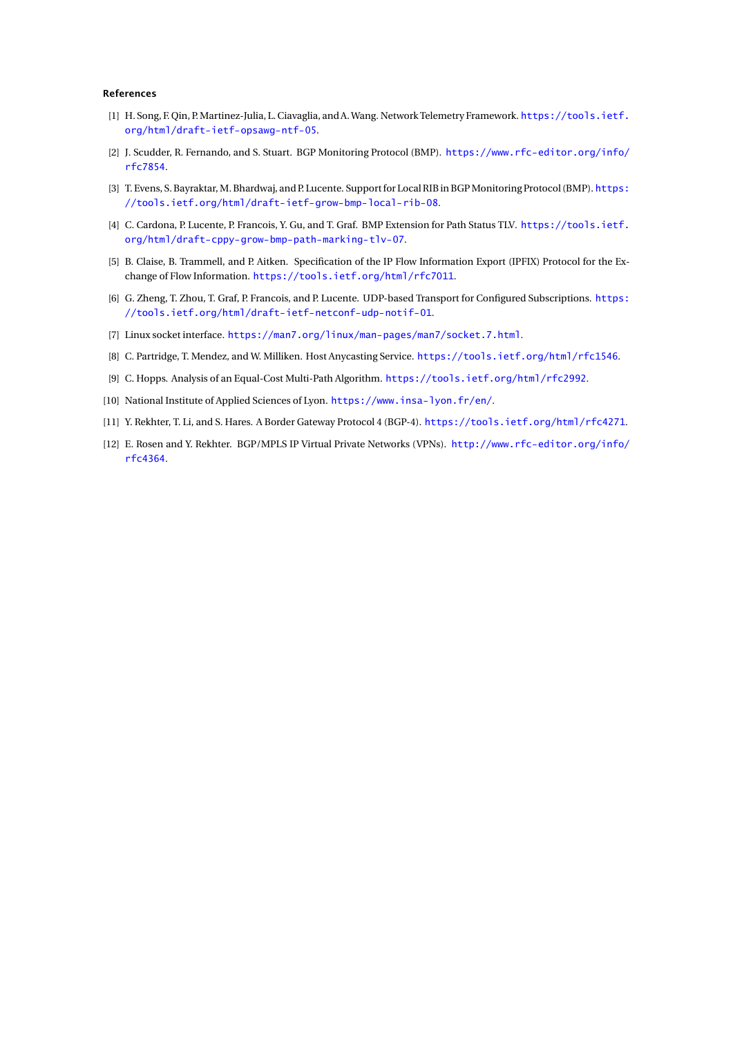### References

[1] H. Song, F. Qin, P. Martinez-Julia, L. Ciavaglia, and A. Wang. Network Telemetry Framework. https://tools.ietf.org/html/draft-ietf-opsawg-ntf-05.

[2] J. Scudder, R. Fernando, and S. Stuart. BGP Monitoring Protocol (BMP). https://www.rfc-editor.org/info/rfc7854.

[3] T. Evens, S. Bayraktar, M. Bhardwaj, and P. Lucente. Support for Local RIB in BGP Monitoring Protocol (BMP). https://tools.ietf.org/html/draft-ietf-grow-bmp-local-rib-08.

[4] C. Cardona, P. Lucente, P. Francois, Y. Gu, and T. Graf. BMP Extension for Path Status TLV. https://tools.ietf.org/html/draft-cppy-grow-bmp-path-marking-tlv-07.

[5] B. Claise, B. Trammell, and P. Aitken. Specification of the IP Flow Information Export (IPFIX) Protocol for the Exchange of Flow Information. https://tools.ietf.org/html/rfc7011.

[6] G. Zheng, T. Zhou, T. Graf, P. Francois, and P. Lucente. UDP-based Transport for Configured Subscriptions. https://tools.ietf.org/html/draft-ietf-netconf-udp-notif-01.

[7] Linux socket interface. https://man7.org/linux/man-pages/man7/socket.7.html.

[8] C. Partridge, T. Mendez, and W. Milliken. Host Anycasting Service. https://tools.ietf.org/html/rfc1546.

[9] C. Hopps. Analysis of an Equal-Cost Multi-Path Algorithm. https://tools.ietf.org/html/rfc2992.

[10] National Institute of Applied Sciences of Lyon. https://www.insa-lyon.fr/en/.

[11] Y. Rekhter, T. Li, and S. Hares. A Border Gateway Protocol 4 (BGP-4). https://tools.ietf.org/html/rfc4271.

[12] E. Rosen and Y. Rekhter. BGP/MPLS IP Virtual Private Networks (VPNs). http://www.rfc-editor.org/info/rfc4364.